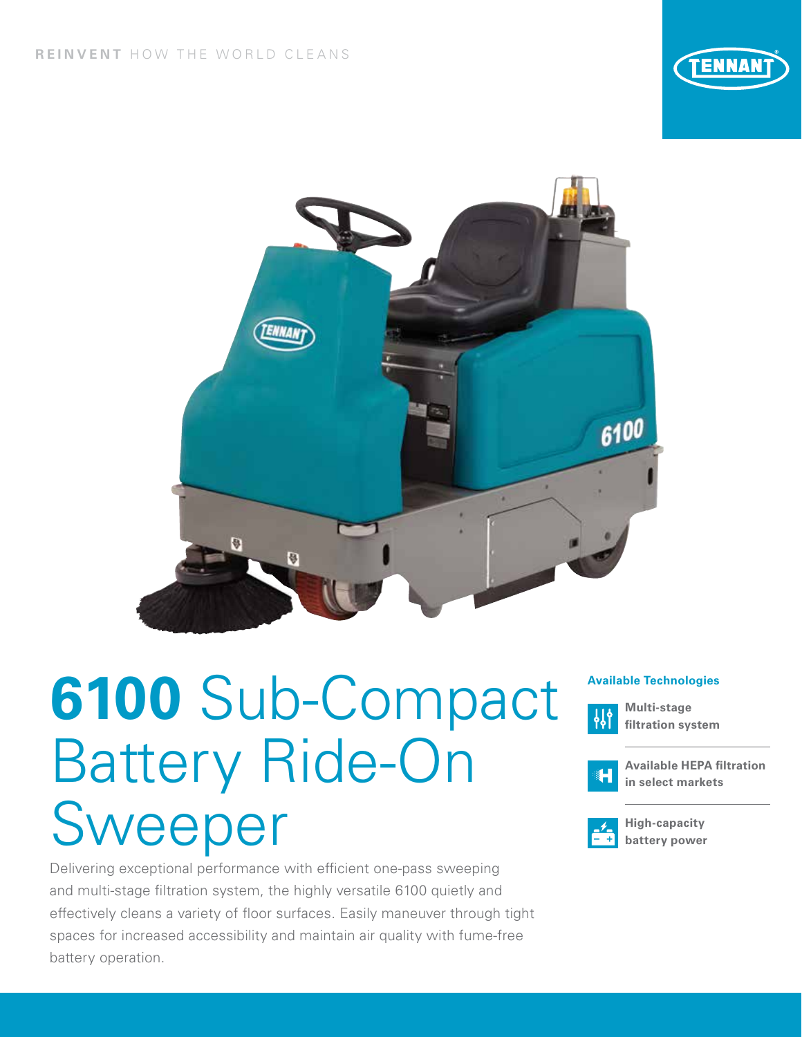**REINVENT** HOW THE WORLD CLEANS

# **6100** Sub-Compact Battery Ride-On Sweeper

Delivering exceptional performance with efficient one-pass sweeping and multi-stage filtration system, the highly versatile 6100 quietly and effectively cleans a variety of floor surfaces. Easily maneuver through tight spaces for increased accessibility and maintain air quality with fume-free battery operation.

**Available Technologies**

- **Multi-stage filtration system**
- **Available HEPA filtration in select markets**
- **High-capacity battery power**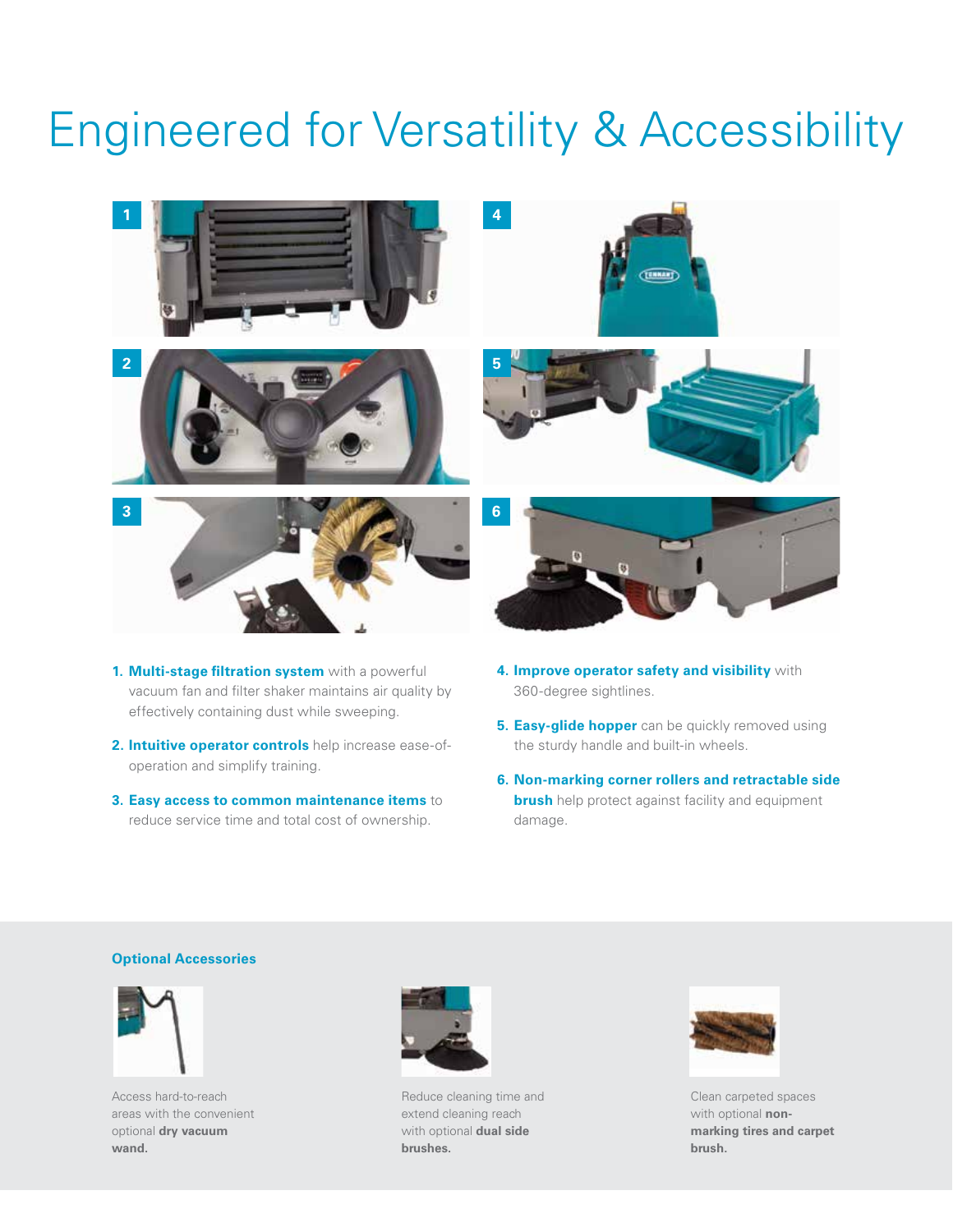# Engineered for Versatility & Accessibility

1. **Multi-stage filtration system** with a powerful vacuum fan and filter shaker maintains air quality by effectively containing dust while sweeping.
2. **Intuitive operator controls** help increase ease-of-operation and simplify training.
3. **Easy access to common maintenance items** to reduce service time and total cost of ownership.
4. **Improve operator safety and visibility** with 360-degree sightlines.
5. **Easy-glide hopper** can be quickly removed using the sturdy handle and built-in wheels.
6. **Non-marking corner rollers and retractable side brush** help protect against facility and equipment damage.

## Optional Accessories

Access hard-to-reach areas with the convenient optional **dry vacuum wand.**

Reduce cleaning time and extend cleaning reach with optional **dual side brushes.**

Clean carpeted spaces with optional **non-marking tires and carpet brush.**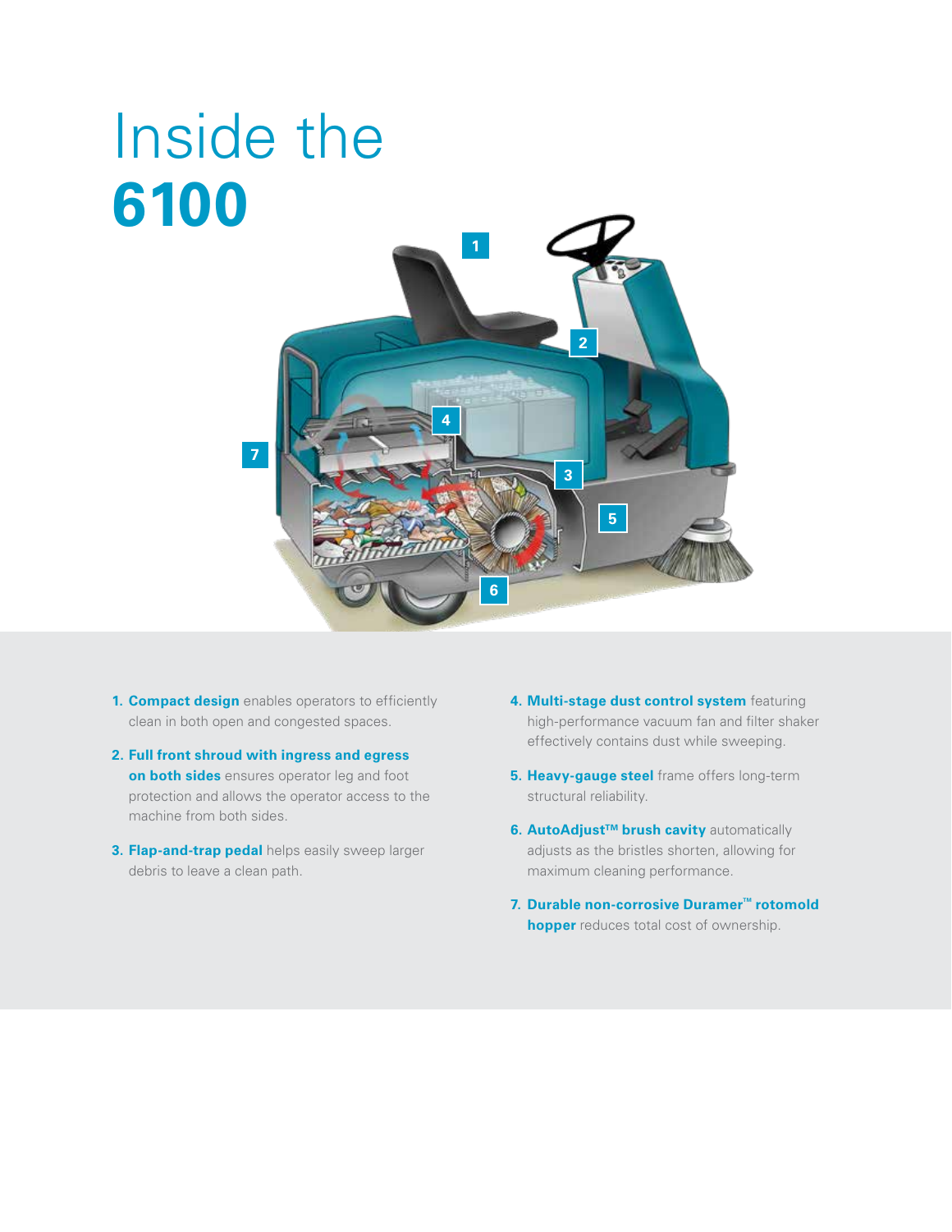# Inside the **6100**

1. **Compact design** enables operators to efficiently clean in both open and congested spaces.
2. **Full front shroud with ingress and egress on both sides** ensures operator leg and foot protection and allows the operator access to the machine from both sides.
3. **Flap-and-trap pedal** helps easily sweep larger debris to leave a clean path.
4. **Multi-stage dust control system** featuring high-performance vacuum fan and filter shaker effectively contains dust while sweeping.
5. **Heavy-gauge steel** frame offers long-term structural reliability.
6. **AutoAdjust™ brush cavity** automatically adjusts as the bristles shorten, allowing for maximum cleaning performance.
7. **Durable non-corrosive Duramer™ rotomold hopper** reduces total cost of ownership.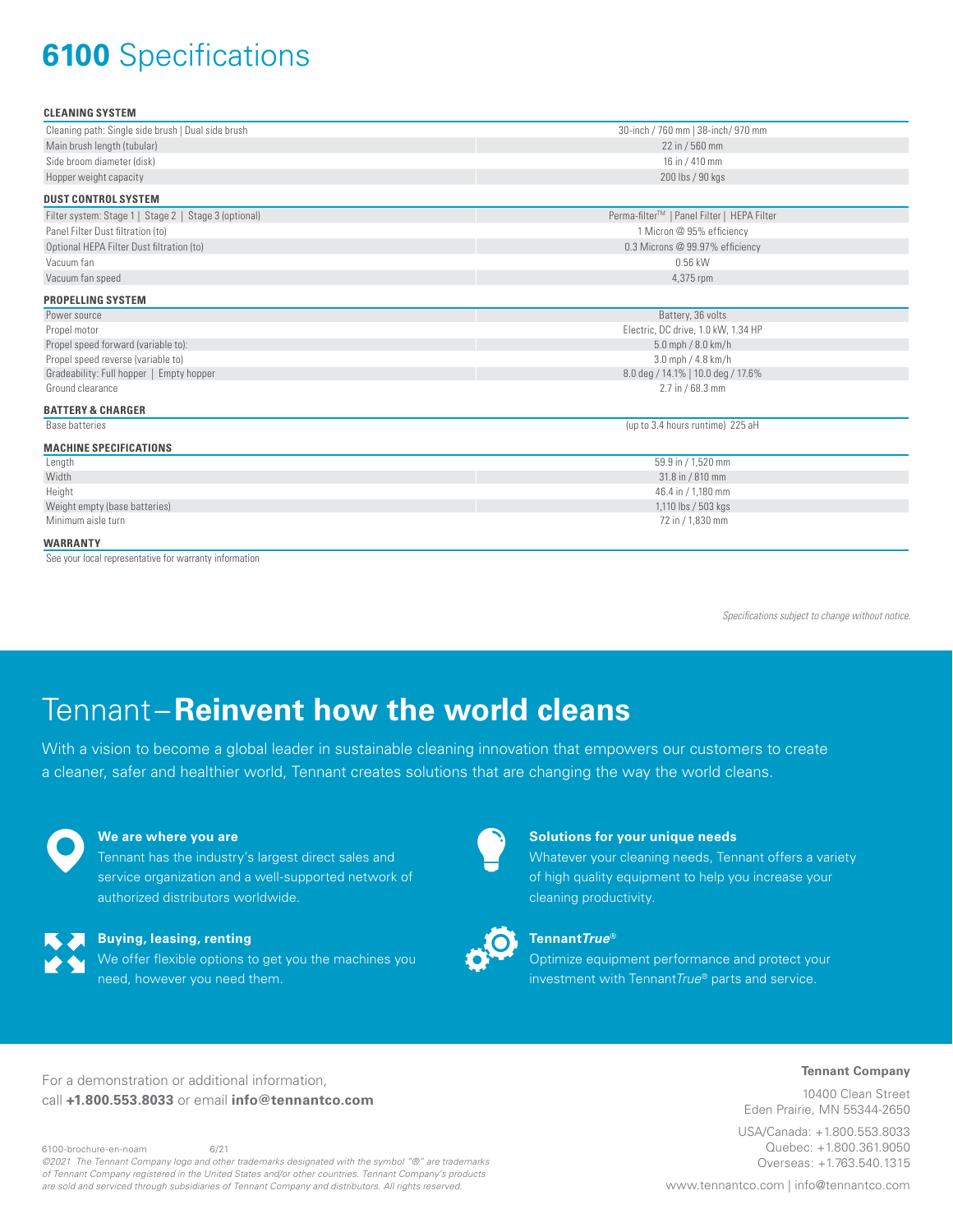# **6100** Specifications

| | |
|---|---|
| **CLEANING SYSTEM** | |
| Cleaning path: Single side brush \| Dual side brush | 30-inch / 760 mm \| 38-inch/ 970 mm |
| Main brush length (tubular) | 22 in / 560 mm |
| Side broom diameter (disk) | 16 in / 410 mm |
| Hopper weight capacity | 200 lbs / 90 kgs |
| **DUST CONTROL SYSTEM** | |
| Filter system: Stage 1 \| Stage 2 \| Stage 3 (optional) | Perma-filter™ \| Panel Filter \| HEPA Filter |
| Panel Filter Dust filtration (to) | 1 Micron @ 95% efficiency |
| Optional HEPA Filter Dust filtration (to) | 0.3 Microns @ 99.97% efficiency |
| Vacuum fan | 0.56 kW |
| Vacuum fan speed | 4,375 rpm |
| **PROPELLING SYSTEM** | |
| Power source | Battery, 36 volts |
| Propel motor | Electric, DC drive, 1.0 kW, 1.34 HP |
| Propel speed forward (variable to): | 5.0 mph / 8.0 km/h |
| Propel speed reverse (variable to) | 3.0 mph / 4.8 km/h |
| Gradeability: Full hopper \| Empty hopper | 8.0 deg / 14.1% \| 10.0 deg / 17.6% |
| Ground clearance | 2.7 in / 68.3 mm |
| **BATTERY & CHARGER** | |
| Base batteries | (up to 3.4 hours runtime) 225 aH |
| **MACHINE SPECIFICATIONS** | |
| Length | 59.9 in / 1,520 mm |
| Width | 31.8 in / 810 mm |
| Height | 46.4 in / 1,180 mm |
| Weight empty (base batteries) | 1,110 lbs / 503 kgs |
| Minimum aisle turn | 72 in / 1,830 mm |
| **WARRANTY** | |
| See your local representative for warranty information | |

*Specifications subject to change without notice.*

# Tennant–**Reinvent how the world cleans**

With a vision to become a global leader in sustainable cleaning innovation that empowers our customers to create a cleaner, safer and healthier world, Tennant creates solutions that are changing the way the world cleans.

**We are where you are**
Tennant has the industry's largest direct sales and service organization and a well-supported network of authorized distributors worldwide.

**Buying, leasing, renting**
We offer flexible options to get you the machines you need, however you need them.

**Solutions for your unique needs**
Whatever your cleaning needs, Tennant offers a variety of high quality equipment to help you increase your cleaning productivity.

**Tennant*True*®**
Optimize equipment performance and protect your investment with Tennant*True*® parts and service.

For a demonstration or additional information, call **+1.800.553.8033** or email **info@tennantco.com**

6100-brochure-en-noam 6/21

*©2021 The Tennant Company logo and other trademarks designated with the symbol "®" are trademarks of Tennant Company registered in the United States and/or other countries. Tennant Company's products are sold and serviced through subsidiaries of Tennant Company and distributors. All rights reserved.*

**Tennant Company**

10400 Clean Street
Eden Prairie, MN 55344-2650

USA/Canada: +1.800.553.8033
Quebec: +1.800.361.9050
Overseas: +1.763.540.1315

www.tennantco.com | info@tennantco.com